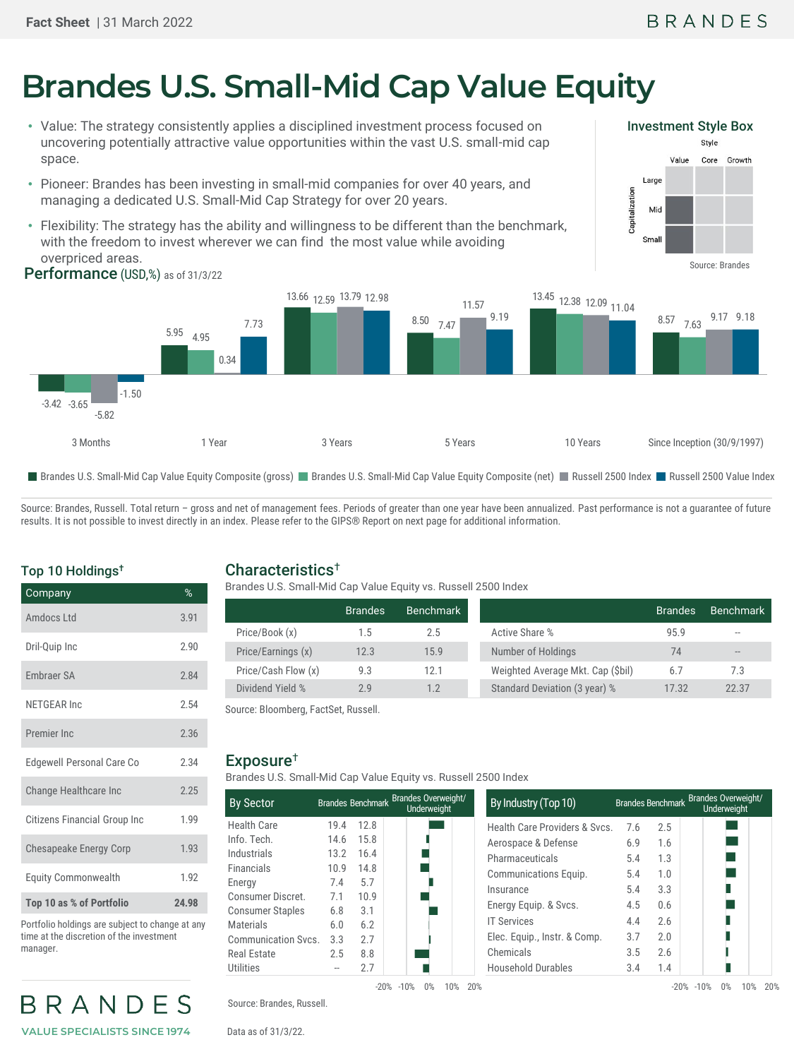# Brandes U.S. Small-Mid Cap Value Equity

- Value: The strategy consistently applies a disciplined investment process focused on uncovering potentially attractive value opportunities within the vast U.S. small-mid cap space.
- Pioneer: Brandes has been investing in small-mid companies for over 40 years, and managing a dedicated U.S. Small-Mid Cap Strategy for over 20 years.
- Flexibility: The strategy has the ability and willingness to be different than the benchmark, with the freedom to invest wherever we can find the most value while avoiding overpriced areas.

## Investment Style Box

| Capitalization \ Style | Value | Core | Growth |
|---|---|---|---|
| Large | | | |
| Mid | ■ | | |
| Small | ■ | | |

Source: Brandes

## Performance (USD,%) as of 31/3/22

| | 3 Months | 1 Year | 3 Years | 5 Years | 10 Years | Since Inception (30/9/1997) |
|---|---|---|---|---|---|---|
| Brandes U.S. Small-Mid Cap Value Equity Composite (gross) | -3.42 | 5.95 | 13.66 | 8.50 | 13.45 | 8.57 |
| Brandes U.S. Small-Mid Cap Value Equity Composite (net) | -3.65 | 4.95 | 12.59 | 7.47 | 12.38 | 7.63 |
| Russell 2500 Index | -5.82 | 0.34 | 13.79 | 11.57 | 12.09 | 9.17 |
| Russell 2500 Value Index | -1.50 | 7.73 | 12.98 | 9.19 | 11.04 | 9.18 |

Source: Brandes, Russell. Total return – gross and net of management fees. Periods of greater than one year have been annualized. Past performance is not a guarantee of future results. It is not possible to invest directly in an index. Please refer to the GIPS® Report on next page for additional information.

## Top 10 Holdings†

| Company | % |
|---|---|
| Amdocs Ltd | 3.91 |
| Dril-Quip Inc | 2.90 |
| Embraer SA | 2.84 |
| NETGEAR Inc | 2.54 |
| Premier Inc | 2.36 |
| Edgewell Personal Care Co | 2.34 |
| Change Healthcare Inc | 2.25 |
| Citizens Financial Group Inc | 1.99 |
| Chesapeake Energy Corp | 1.93 |
| Equity Commonwealth | 1.92 |
| **Top 10 as % of Portfolio** | **24.98** |

Portfolio holdings are subject to change at any time at the discretion of the investment manager.

## Characteristics†

Brandes U.S. Small-Mid Cap Value Equity vs. Russell 2500 Index

| | Brandes | Benchmark |
|---|---|---|
| Price/Book (x) | 1.5 | 2.5 |
| Price/Earnings (x) | 12.3 | 15.9 |
| Price/Cash Flow (x) | 9.3 | 12.1 |
| Dividend Yield % | 2.9 | 1.2 |

| | Brandes | Benchmark |
|---|---|---|
| Active Share % | 95.9 | -- |
| Number of Holdings | 74 | -- |
| Weighted Average Mkt. Cap ($bil) | 6.7 | 7.3 |
| Standard Deviation (3 year) % | 17.32 | 22.37 |

Source: Bloomberg, FactSet, Russell.

## Exposure†

Brandes U.S. Small-Mid Cap Value Equity vs. Russell 2500 Index

| By Sector | Brandes | Benchmark |
|---|---|---|
| Health Care | 19.4 | 12.8 |
| Info. Tech. | 14.6 | 15.8 |
| Industrials | 13.2 | 16.4 |
| Financials | 10.9 | 14.8 |
| Energy | 7.4 | 5.7 |
| Consumer Discret. | 7.1 | 10.9 |
| Consumer Staples | 6.8 | 3.1 |
| Materials | 6.0 | 6.2 |
| Communication Svcs. | 3.3 | 2.7 |
| Real Estate | 2.5 | 8.8 |
| Utilities | -- | 2.7 |

| By Industry (Top 10) | Brandes | Benchmark |
|---|---|---|
| Health Care Providers & Svcs. | 7.6 | 2.5 |
| Aerospace & Defense | 6.9 | 1.6 |
| Pharmaceuticals | 5.4 | 1.3 |
| Communications Equip. | 5.4 | 1.0 |
| Insurance | 5.4 | 3.3 |
| Energy Equip. & Svcs. | 4.5 | 0.6 |
| IT Services | 4.4 | 2.6 |
| Elec. Equip., Instr. & Comp. | 3.7 | 2.0 |
| Chemicals | 3.5 | 2.6 |
| Household Durables | 3.4 | 1.4 |

Source: Brandes, Russell.

Data as of 31/3/22.

BRANDES

VALUE SPECIALISTS SINCE 1974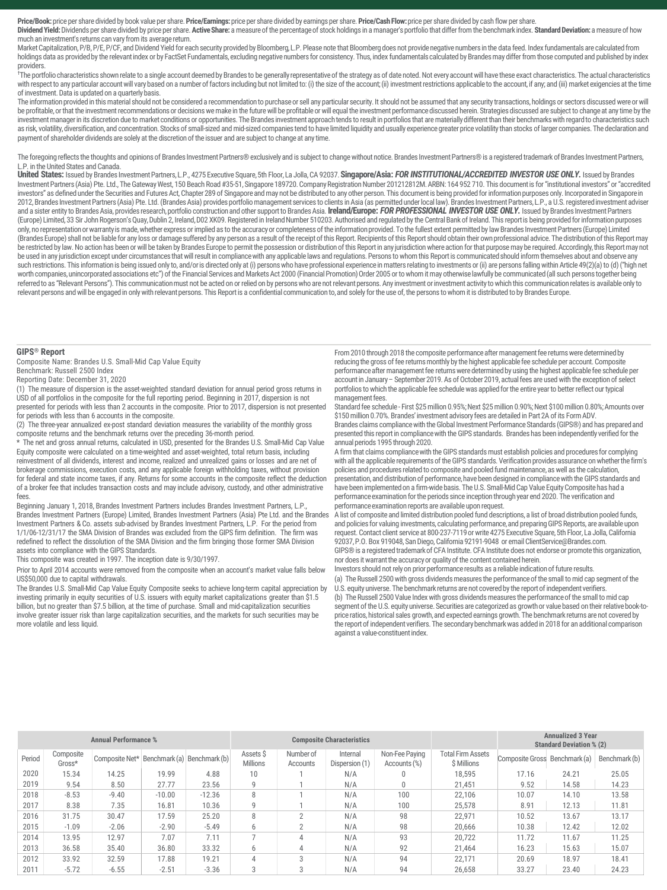**Price/Book:** price per share divided by book value per share. **Price/Earnings:** price per share divided by earnings per share. **Price/Cash Flow:** price per share divided by cash flow per share.
**Dividend Yield:** Dividends per share divided by price per share. **Active Share:** a measure of the percentage of stock holdings in a manager's portfolio that differ from the benchmark index. **Standard Deviation:** a measure of how much an investment's returns can vary from its average return.

Market Capitalization, P/B, P/E, P/CF, and Dividend Yield for each security provided by Bloomberg, L.P. Please note that Bloomberg does not provide negative numbers in the data feed. Index fundamentals are calculated from holdings data as provided by the relevant index or by FactSet Fundamentals, excluding negative numbers for consistency. Thus, index fundamentals calculated by Brandes may differ from those computed and published by index providers.

†The portfolio characteristics shown relate to a single account deemed by Brandes to be generally representative of the strategy as of date noted. Not every account will have these exact characteristics. The actual characteristics with respect to any particular account will vary based on a number of factors including but not limited to: (i) the size of the account; (ii) investment restrictions applicable to the account, if any; and (iii) market exigencies at the time of investment. Data is updated on a quarterly basis.

The information provided in this material should not be considered a recommendation to purchase or sell any particular security. It should not be assumed that any security transactions, holdings or sectors discussed were or will be profitable, or that the investment recommendations or decisions we make in the future will be profitable or will equal the investment performance discussed herein. Strategies discussed are subject to change at any time by the investment manager in its discretion due to market conditions or opportunities. The Brandes investment approach tends to result in portfolios that are materially different than their benchmarks with regard to characteristics such as risk, volatility, diversification, and concentration. Stocks of small-sized and mid-sized companies tend to have limited liquidity and usually experience greater price volatility than stocks of larger companies. The declaration and payment of shareholder dividends are solely at the discretion of the issuer and are subject to change at any time.

The foregoing reflects the thoughts and opinions of Brandes Investment Partners® exclusively and is subject to change without notice. Brandes Investment Partners® is a registered trademark of Brandes Investment Partners, L.P. in the United States and Canada.

**United States:** Issued by Brandes Investment Partners, L.P., 4275 Executive Square, 5th Floor, La Jolla, CA 92037. **Singapore/Asia:** ***FOR INSTITUTIONAL/ACCREDITED INVESTOR USE ONLY.*** Issued by Brandes Investment Partners (Asia) Pte. Ltd., The Gateway West, 150 Beach Road #35-51, Singapore 189720. Company Registration Number 201212812M. ARBN: 164 952 710. This document is for "institutional investors" or "accredited investors" as defined under the Securities and Futures Act, Chapter 289 of Singapore and may not be distributed to any other person. This document is being provided for information purposes only. Incorporated in Singapore in 2012, Brandes Investment Partners (Asia) Pte. Ltd. (Brandes Asia) provides portfolio management services to clients in Asia (as permitted under local law). Brandes Investment Partners, L.P., a U.S. registered investment adviser and a sister entity to Brandes Asia, provides research, portfolio construction and other support to Brandes Asia. **Ireland/Europe:** ***FOR PROFESSIONAL INVESTOR USE ONLY.*** Issued by Brandes Investment Partners (Europe) Limited, 33 Sir John Rogerson's Quay, Dublin 2, Ireland, D02 XK09. Registered in Ireland Number 510203. Authorised and regulated by the Central Bank of Ireland. This report is being provided for information purposes only, no representation or warranty is made, whether express or implied as to the accuracy or completeness of the information provided. To the fullest extent permitted by law Brandes Investment Partners (Europe) Limited (Brandes Europe) shall not be liable for any loss or damage suffered by any person as a result of the receipt of this Report. Recipients of this Report should obtain their own professional advice. The distribution of this Report may be restricted by law. No action has been or will be taken by Brandes Europe to permit the possession or distribution of this Report in any jurisdiction where action for that purpose may be required. Accordingly, this Report may not be used in any jurisdiction except under circumstances that will result in compliance with any applicable laws and regulations. Persons to whom this Report is communicated should inform themselves about and observe any such restrictions. This information is being issued only to, and/or is directed only at (i) persons who have professional experience in matters relating to investments or (ii) are persons falling within Article 49(2)(a) to (d) ("high net worth companies, unincorporated associations etc") of the Financial Services and Markets Act 2000 (Financial Promotion) Order 2005 or to whom it may otherwise lawfully be communicated (all such persons together being referred to as "Relevant Persons"). This communication must not be acted on or relied on by persons who are not relevant persons. Any investment or investment activity to which this communication relates is available only to relevant persons and will be engaged in only with relevant persons. This Report is a confidential communication to, and solely for the use of, the persons to whom it is distributed to by Brandes Europe.

## GIPS® Report

Composite Name: Brandes U.S. Small-Mid Cap Value Equity
Benchmark: Russell 2500 Index
Reporting Date: December 31, 2020

(1) The measure of dispersion is the asset-weighted standard deviation for annual period gross returns in USD of all portfolios in the composite for the full reporting period. Beginning in 2017, dispersion is not presented for periods with less than 2 accounts in the composite. Prior to 2017, dispersion is not presented for periods with less than 6 accounts in the composite.

(2) The three-year annualized ex-post standard deviation measures the variability of the monthly gross composite returns and the benchmark returns over the preceding 36-month period.

\* The net and gross annual returns, calculated in USD, presented for the Brandes U.S. Small-Mid Cap Value Equity composite were calculated on a time-weighted and asset-weighted, total return basis, including reinvestment of all dividends, interest and income, realized and unrealized gains or losses and are net of brokerage commissions, execution costs, and any applicable foreign withholding taxes, without provision for federal and state income taxes, if any. Returns for some accounts in the composite reflect the deduction of a broker fee that includes transaction costs and may include advisory, custody, and other administrative fees.

Beginning January 1, 2018, Brandes Investment Partners includes Brandes Investment Partners, L.P., Brandes Investment Partners (Europe) Limited, Brandes Investment Partners (Asia) Pte Ltd. and the Brandes Investment Partners & Co. assets sub-advised by Brandes Investment Partners, L.P. For the period from 1/1/06-12/31/17 the SMA Division of Brandes was excluded from the GIPS firm definition. The firm was redefined to reflect the dissolution of the SMA Division and the firm bringing those former SMA Division assets into compliance with the GIPS Standards.

This composite was created in 1997. The inception date is 9/30/1997.

Prior to April 2014 accounts were removed from the composite when an account's market value falls below US$50,000 due to capital withdrawals.

The Brandes U.S. Small-Mid Cap Value Equity Composite seeks to achieve long-term capital appreciation by investing primarily in equity securities of U.S. issuers with equity market capitalizations greater than $1.5 billion, but no greater than $7.5 billion, at the time of purchase. Small and mid-capitalization securities involve greater issuer risk than large capitalization securities, and the markets for such securities may be more volatile and less liquid.

From 2010 through 2018 the composite performance after management fee returns were determined by reducing the gross of fee returns monthly by the highest applicable fee schedule per account. Composite performance after management fee returns were determined by using the highest applicable fee schedule per account in January – September 2019. As of October 2019, actual fees are used with the exception of select portfolios to which the applicable fee schedule was applied for the entire year to better reflect our typical management fees.

Standard fee schedule - First $25 million 0.95%; Next $25 million 0.90%; Next $100 million 0.80%; Amounts over $150 million 0.70%. Brandes' investment advisory fees are detailed in Part 2A of its Form ADV.

Brandes claims compliance with the Global Investment Performance Standards (GIPS®) and has prepared and presented this report in compliance with the GIPS standards. Brandes has been independently verified for the annual periods 1995 through 2020.

A firm that claims compliance with the GIPS standards must establish policies and procedures for complying with all the applicable requirements of the GIPS standards. Verification provides assurance on whether the firm's policies and procedures related to composite and pooled fund maintenance, as well as the calculation, presentation, and distribution of performance, have been designed in compliance with the GIPS standards and have been implemented on a firm-wide basis. The U.S. Small-Mid Cap Value Equity Composite has had a performance examination for the periods since inception through year end 2020. The verification and performance examination reports are available upon request.

A list of composite and limited distribution pooled fund descriptions, a list of broad distribution pooled funds, and policies for valuing investments, calculating performance, and preparing GIPS Reports, are available upon request. Contact client service at 800-237-7119 or write 4275 Executive Square, 5th Floor, La Jolla, California 92037, P.O. Box 919048, San Diego, California 92191-9048 or email ClientService@Brandes.com.

GIPS® is a registered trademark of CFA Institute. CFA Institute does not endorse or promote this organization, nor does it warrant the accuracy or quality of the content contained herein.

Investors should not rely on prior performance results as a reliable indication of future results.

(a) The Russell 2500 with gross dividends measures the performance of the small to mid cap segment of the U.S. equity universe. The benchmark returns are not covered by the report of independent verifiers.

(b) The Russell 2500 Value Index with gross dividends measures the performance of the small to mid cap segment of the U.S. equity universe. Securities are categorized as growth or value based on their relative book-to-price ratios, historical sales growth, and expected earnings growth. The benchmark returns are not covered by the report of independent verifiers. The secondary benchmark was added in 2018 for an additional comparison against a value-constituent index.

| Annual Performance % | | | | | Composite Characteristics | | | | | Annualized 3 Year Standard Deviation % (2) | | |
|---|---|---|---|---|---|---|---|---|---|---|---|---|
| Period | Composite Gross* | Composite Net* | Benchmark (a) | Benchmark (b) | Assets $ Millions | Number of Accounts | Internal Dispersion (1) | Non-Fee Paying Accounts (%) | Total Firm Assets $ Millions | Composite Gross | Benchmark (a) | Benchmark (b) |
| 2020 | 15.34 | 14.25 | 19.99 | 4.88 | 10 | 1 | N/A | 0 | 18,595 | 17.16 | 24.21 | 25.05 |
| 2019 | 9.54 | 8.50 | 27.77 | 23.56 | 9 | 1 | N/A | 0 | 21,451 | 9.52 | 14.58 | 14.23 |
| 2018 | -8.53 | -9.40 | -10.00 | -12.36 | 8 | 1 | N/A | 100 | 22,106 | 10.07 | 14.10 | 13.58 |
| 2017 | 8.38 | 7.35 | 16.81 | 10.36 | 9 | 1 | N/A | 100 | 25,578 | 8.91 | 12.13 | 11.81 |
| 2016 | 31.75 | 30.47 | 17.59 | 25.20 | 8 | 2 | N/A | 98 | 22,971 | 10.52 | 13.67 | 13.17 |
| 2015 | -1.09 | -2.06 | -2.90 | -5.49 | 6 | 2 | N/A | 98 | 20,666 | 10.38 | 12.42 | 12.02 |
| 2014 | 13.95 | 12.97 | 7.07 | 7.11 | 7 | 4 | N/A | 93 | 20,722 | 11.72 | 11.67 | 11.25 |
| 2013 | 36.58 | 35.40 | 36.80 | 33.32 | 6 | 4 | N/A | 92 | 21,464 | 16.23 | 15.63 | 15.07 |
| 2012 | 33.92 | 32.59 | 17.88 | 19.21 | 4 | 3 | N/A | 94 | 22,171 | 20.69 | 18.97 | 18.41 |
| 2011 | -5.72 | -6.55 | -2.51 | -3.36 | 3 | 3 | N/A | 94 | 26,658 | 33.27 | 23.40 | 24.23 |